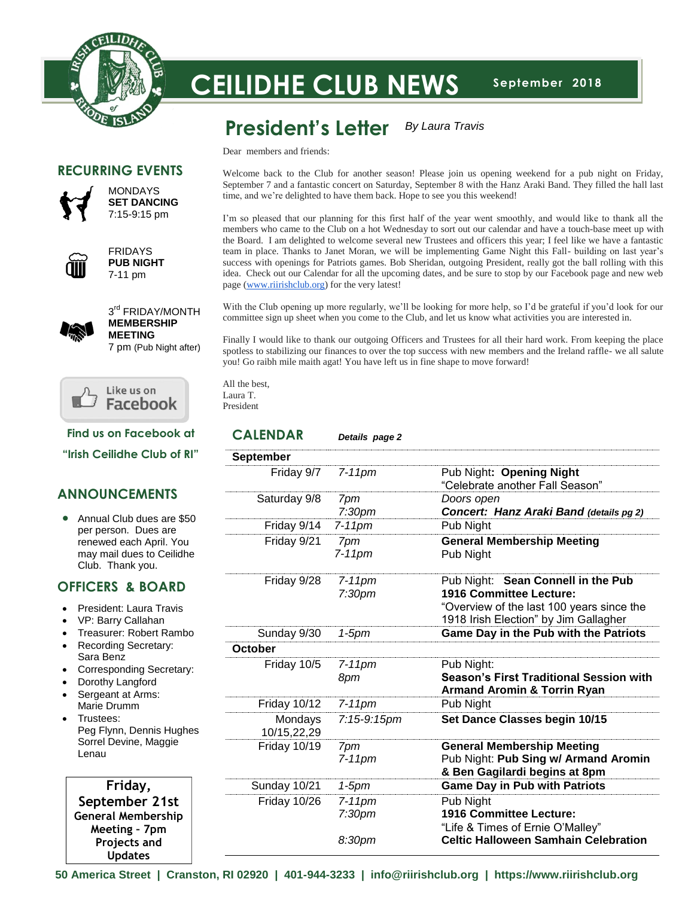# CEILIDHE CLUB NEWS

**September 2018**

## President's Letter

*By Laura Travis*

Dear members and friends:

Welcome back to the Club for another season! Please join us opening weekend for a pub night on Friday, September 7 and a fantastic concert on Saturday, September 8 with the Hanz Araki Band. They filled the hall last time, and we're delighted to have them back. Hope to see you this weekend!

I'm so pleased that our planning for this first half of the year went smoothly, and would like to thank all the members who came to the Club on a hot Wednesday to sort out our calendar and have a touch-base meet up with the Board. I am delighted to welcome several new Trustees and officers this year; I feel like we have a fantastic team in place. Thanks to Janet Moran, we will be implementing Game Night this Fall- building on last year's success with openings for Patriots games. Bob Sheridan, outgoing President, really got the ball rolling with this idea. Check out our Calendar for all the upcoming dates, and be sure to stop by our Facebook page and new web page (www.riirishclub.org) for the very latest!

With the Club opening up more regularly, we'll be looking for more help, so I'd be grateful if you'd look for our committee sign up sheet when you come to the Club, and let us know what activities you are interested in.

Finally I would like to thank our outgoing Officers and Trustees for all their hard work. From keeping the place spotless to stabilizing our finances to over the top success with new members and the Ireland raffle- we all salute you! Go raibh mile maith agat! You have left us in fine shape to move forward!

All the best,
Laura T.
President

## CALENDAR

***Details page 2***

| | | |
|---|---|---|
| **September** | | |
| Friday 9/7 | *7-11pm* | Pub Night**: Opening Night**<br>"Celebrate another Fall Season" |
| Saturday 9/8 | *7pm*<br>*7:30pm* | *Doors open*<br>***Concert: Hanz Araki Band (details pg 2)*** |
| Friday 9/14 | *7-11pm* | Pub Night |
| Friday 9/21 | *7pm*<br>*7-11pm* | **General Membership Meeting**<br>Pub Night |
| Friday 9/28 | *7-11pm*<br>*7:30pm* | Pub Night: **Sean Connell in the Pub**<br>**1916 Committee Lecture:**<br>"Overview of the last 100 years since the 1918 Irish Election" by Jim Gallagher |
| Sunday 9/30 | *1-5pm* | **Game Day in the Pub with the Patriots** |
| **October** | | |
| Friday 10/5 | *7-11pm*<br>*8pm* | Pub Night:<br>**Season's First Traditional Session with Armand Aromin & Torrin Ryan** |
| Friday 10/12 | *7-11pm* | Pub Night |
| Mondays 10/15,22,29 | *7:15-9:15pm* | **Set Dance Classes begin 10/15** |
| Friday 10/19 | *7pm*<br>*7-11pm* | **General Membership Meeting**<br>Pub Night: **Pub Sing w/ Armand Aromin & Ben Gagilardi begins at 8pm** |
| Sunday 10/21 | *1-5pm* | **Game Day in Pub with Patriots** |
| Friday 10/26 | *7-11pm*<br>*7:30pm*<br><br>*8:30pm* | Pub Night<br>**1916 Committee Lecture:**<br>"Life & Times of Ernie O'Malley"<br>**Celtic Halloween Samhain Celebration** |

## RECURRING EVENTS

MONDAYS
**SET DANCING**
7:15-9:15 pm

FRIDAYS
**PUB NIGHT**
7-11 pm

3rd FRIDAY/MONTH
**MEMBERSHIP MEETING**
7 pm (Pub Night after)

Like us on Facebook

**Find us on Facebook at "Irish Ceilidhe Club of RI"**

## ANNOUNCEMENTS

- Annual Club dues are $50 per person. Dues are renewed each April. You may mail dues to Ceilidhe Club. Thank you.

## OFFICERS & BOARD

- President: Laura Travis
- VP: Barry Callahan
- Treasurer: Robert Rambo
- Recording Secretary: Sara Benz
- Corresponding Secretary:
- Dorothy Langford
- Sergeant at Arms: Marie Drumm
- Trustees: Peg Flynn, Dennis Hughes Sorrel Devine, Maggie Lenau

**Friday, September 21st**
**General Membership Meeting – 7pm**
**Projects and Updates**

**50 America Street | Cranston, RI 02920 | 401-944-3233 | info@riirishclub.org | https://www.riirishclub.org**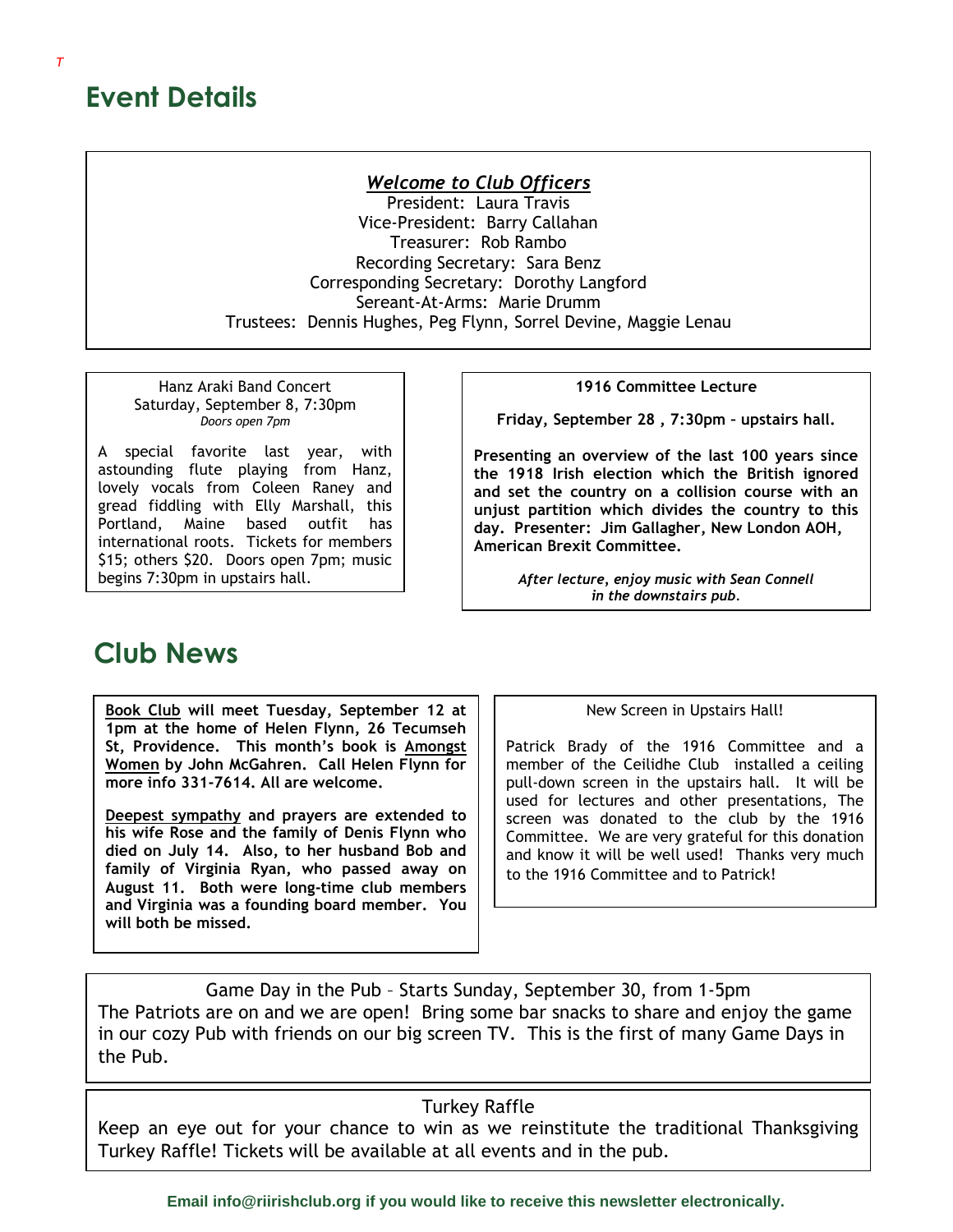*T*

## Event Details

***Welcome to Club Officers***

President: Laura Travis
Vice-President: Barry Callahan
Treasurer: Rob Rambo
Recording Secretary: Sara Benz
Corresponding Secretary: Dorothy Langford
Sereant-At-Arms: Marie Drumm
Trustees: Dennis Hughes, Peg Flynn, Sorrel Devine, Maggie Lenau

Hanz Araki Band Concert
Saturday, September 8, 7:30pm
*Doors open 7pm*

A special favorite last year, with astounding flute playing from Hanz, lovely vocals from Coleen Raney and gread fiddling with Elly Marshall, this Portland, Maine based outfit has international roots. Tickets for members $15; others $20. Doors open 7pm; music begins 7:30pm in upstairs hall.

**1916 Committee Lecture**

**Friday, September 28 , 7:30pm – upstairs hall.**

**Presenting an overview of the last 100 years since the 1918 Irish election which the British ignored and set the country on a collision course with an unjust partition which divides the country to this day. Presenter: Jim Gallagher, New London AOH, American Brexit Committee.**

***After lecture, enjoy music with Sean Connell in the downstairs pub.***

## Club News

**Book Club will meet Tuesday, September 12 at 1pm at the home of Helen Flynn, 26 Tecumseh St, Providence. This month's book is Amongst Women by John McGahren. Call Helen Flynn for more info 331-7614. All are welcome.**

**Deepest sympathy and prayers are extended to his wife Rose and the family of Denis Flynn who died on July 14. Also, to her husband Bob and family of Virginia Ryan, who passed away on August 11. Both were long-time club members and Virginia was a founding board member. You will both be missed.**

New Screen in Upstairs Hall!

Patrick Brady of the 1916 Committee and a member of the Ceilidhe Club installed a ceiling pull-down screen in the upstairs hall. It will be used for lectures and other presentations, The screen was donated to the club by the 1916 Committee. We are very grateful for this donation and know it will be well used! Thanks very much to the 1916 Committee and to Patrick!

Game Day in the Pub – Starts Sunday, September 30, from 1-5pm

The Patriots are on and we are open! Bring some bar snacks to share and enjoy the game in our cozy Pub with friends on our big screen TV. This is the first of many Game Days in the Pub.

Turkey Raffle

Keep an eye out for your chance to win as we reinstitute the traditional Thanksgiving Turkey Raffle! Tickets will be available at all events and in the pub.

**Email info@riirishclub.org if you would like to receive this newsletter electronically.**